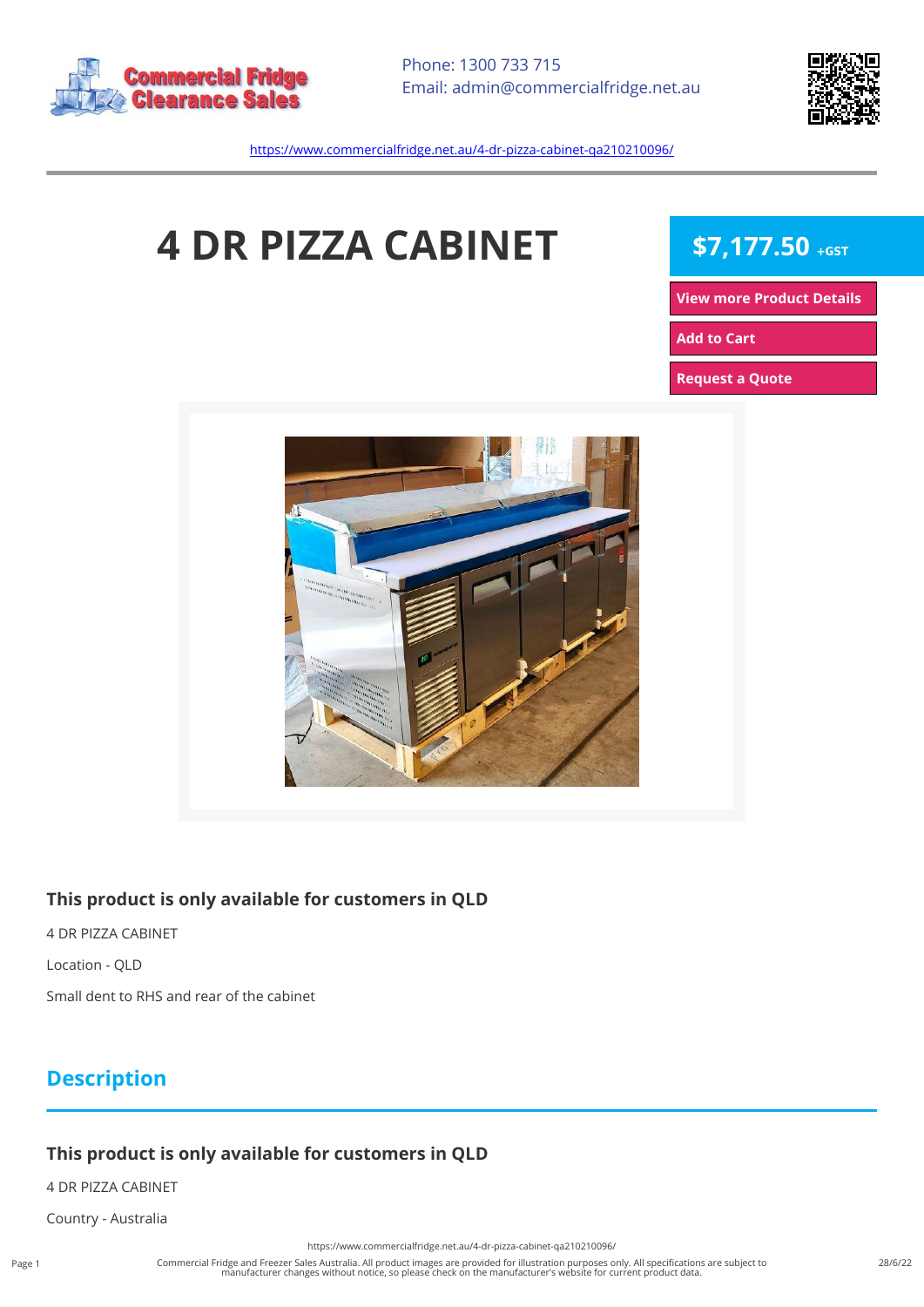Commercial Fridge Clearance Sales

Phone: 1300 733 715
Email: admin@commercialfridge.net.au

https://www.commercialfridge.net.au/4-dr-pizza-cabinet-qa210210096/

# 4 DR PIZZA CABINET

**$7,177.50** +GST

View more Product Details

Add to Cart

Request a Quote

### This product is only available for customers in QLD

4 DR PIZZA CABINET

Location - QLD

Small dent to RHS and rear of the cabinet

## Description

### This product is only available for customers in QLD

4 DR PIZZA CABINET

Country - Australia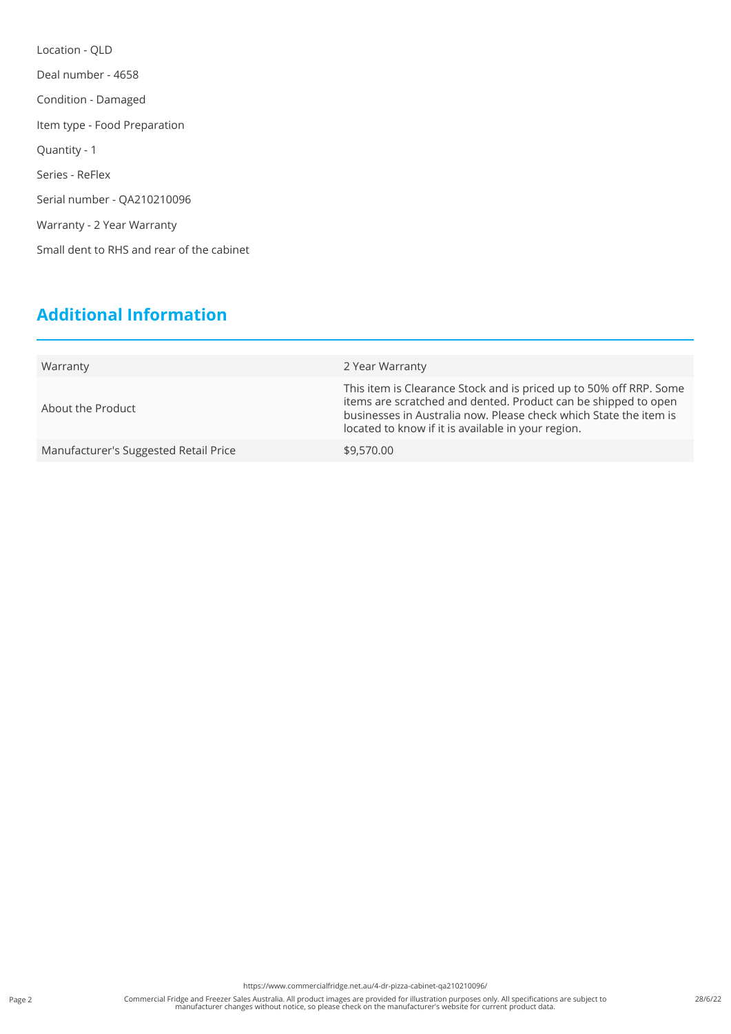Location - QLD

Deal number - 4658

Condition - Damaged

Item type - Food Preparation

Quantity - 1

Series - ReFlex

Serial number - QA210210096

Warranty - 2 Year Warranty

Small dent to RHS and rear of the cabinet

## Additional Information

| | |
|---|---|
| Warranty | 2 Year Warranty |
| About the Product | This item is Clearance Stock and is priced up to 50% off RRP. Some items are scratched and dented. Product can be shipped to open businesses in Australia now. Please check which State the item is located to know if it is available in your region. |
| Manufacturer's Suggested Retail Price | $9,570.00 |